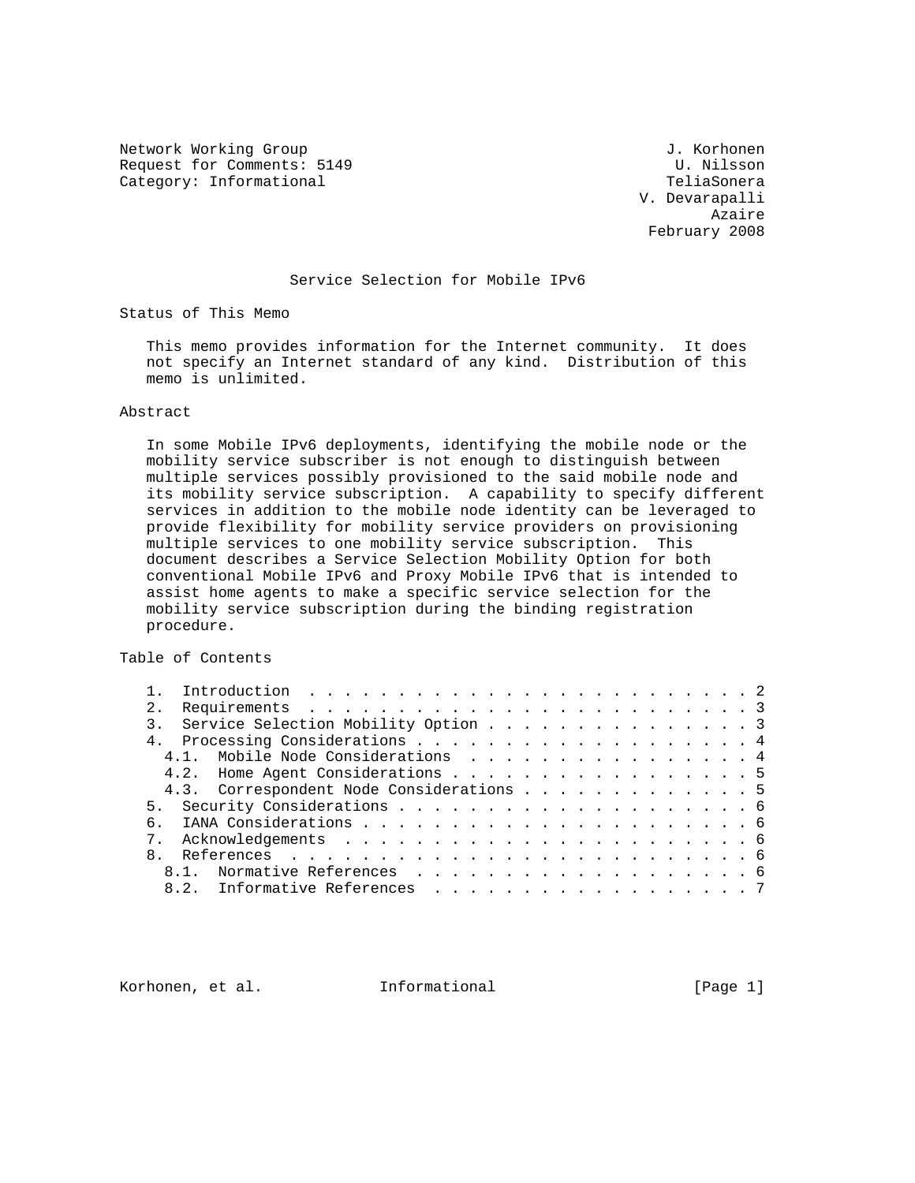Network Working Group J. Korhonen
Request for Comments: 5149 U. Nilsson
Category: Informational TeliaSonera
V. Devarapalli
Azaire
February 2008

# Service Selection for Mobile IPv6

## Status of This Memo

This memo provides information for the Internet community. It does not specify an Internet standard of any kind. Distribution of this memo is unlimited.

## Abstract

In some Mobile IPv6 deployments, identifying the mobile node or the mobility service subscriber is not enough to distinguish between multiple services possibly provisioned to the said mobile node and its mobility service subscription. A capability to specify different services in addition to the mobile node identity can be leveraged to provide flexibility for mobility service providers on provisioning multiple services to one mobility service subscription. This document describes a Service Selection Mobility Option for both conventional Mobile IPv6 and Proxy Mobile IPv6 that is intended to assist home agents to make a specific service selection for the mobility service subscription during the binding registration procedure.

## Table of Contents

```
   1.  Introduction . . . . . . . . . . . . . . . . . . . . . . . . . 2
   2.  Requirements . . . . . . . . . . . . . . . . . . . . . . . . . 3
   3.  Service Selection Mobility Option . . . . . . . . . . . . . . . 3
   4.  Processing Considerations . . . . . . . . . . . . . . . . . . . 4
     4.1.  Mobile Node Considerations . . . . . . . . . . . . . . . . 4
     4.2.  Home Agent Considerations . . . . . . . . . . . . . . . . . 5
     4.3.  Correspondent Node Considerations . . . . . . . . . . . . . 5
   5.  Security Considerations . . . . . . . . . . . . . . . . . . . . 6
   6.  IANA Considerations . . . . . . . . . . . . . . . . . . . . . . 6
   7.  Acknowledgements . . . . . . . . . . . . . . . . . . . . . . . 6
   8.  References . . . . . . . . . . . . . . . . . . . . . . . . . . 6
     8.1.  Normative References . . . . . . . . . . . . . . . . . . . 6
     8.2.  Informative References . . . . . . . . . . . . . . . . . . 7
```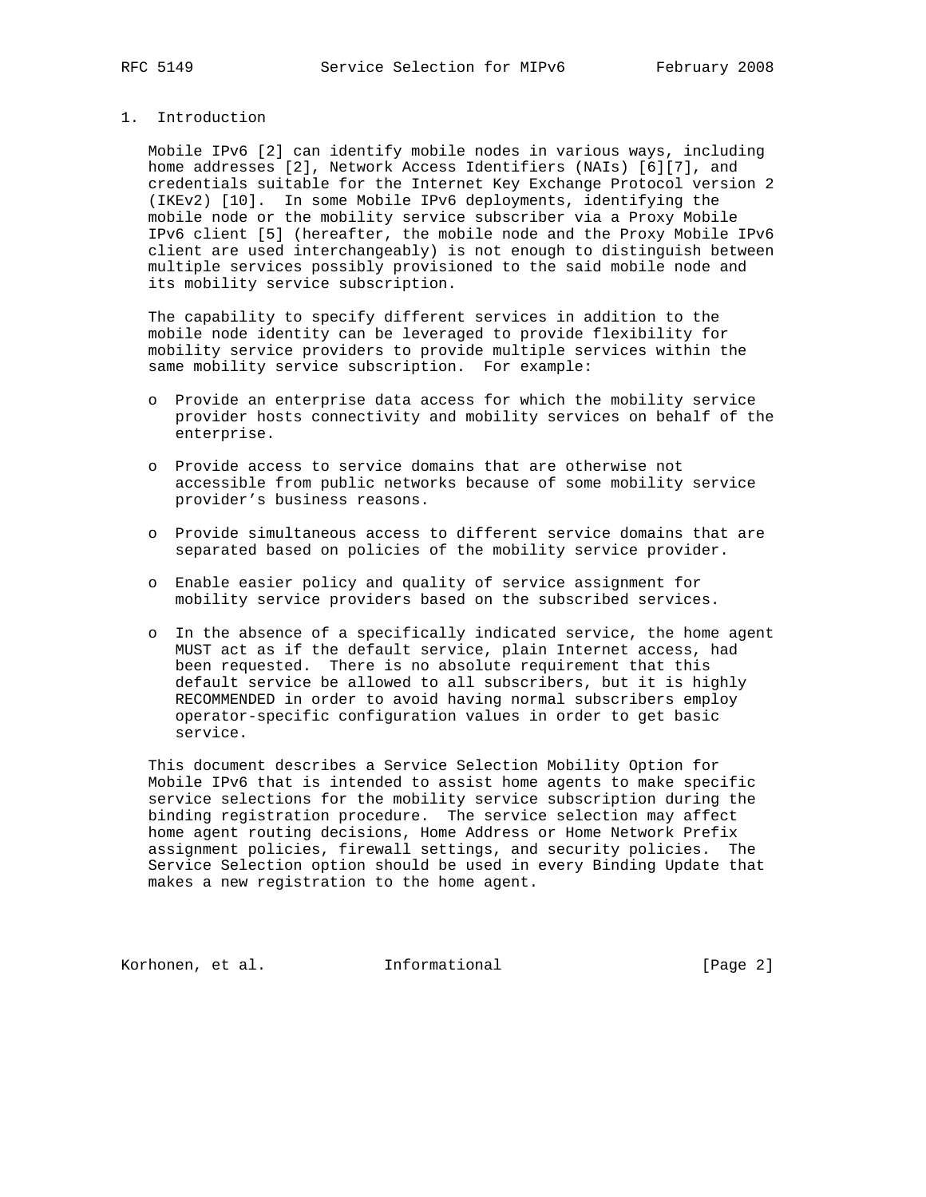## 1. Introduction

Mobile IPv6 [2] can identify mobile nodes in various ways, including home addresses [2], Network Access Identifiers (NAIs) [6][7], and credentials suitable for the Internet Key Exchange Protocol version 2 (IKEv2) [10]. In some Mobile IPv6 deployments, identifying the mobile node or the mobility service subscriber via a Proxy Mobile IPv6 client [5] (hereafter, the mobile node and the Proxy Mobile IPv6 client are used interchangeably) is not enough to distinguish between multiple services possibly provisioned to the said mobile node and its mobility service subscription.

The capability to specify different services in addition to the mobile node identity can be leveraged to provide flexibility for mobility service providers to provide multiple services within the same mobility service subscription. For example:

- Provide an enterprise data access for which the mobility service provider hosts connectivity and mobility services on behalf of the enterprise.
- Provide access to service domains that are otherwise not accessible from public networks because of some mobility service provider's business reasons.
- Provide simultaneous access to different service domains that are separated based on policies of the mobility service provider.
- Enable easier policy and quality of service assignment for mobility service providers based on the subscribed services.
- In the absence of a specifically indicated service, the home agent MUST act as if the default service, plain Internet access, had been requested. There is no absolute requirement that this default service be allowed to all subscribers, but it is highly RECOMMENDED in order to avoid having normal subscribers employ operator-specific configuration values in order to get basic service.

This document describes a Service Selection Mobility Option for Mobile IPv6 that is intended to assist home agents to make specific service selections for the mobility service subscription during the binding registration procedure. The service selection may affect home agent routing decisions, Home Address or Home Network Prefix assignment policies, firewall settings, and security policies. The Service Selection option should be used in every Binding Update that makes a new registration to the home agent.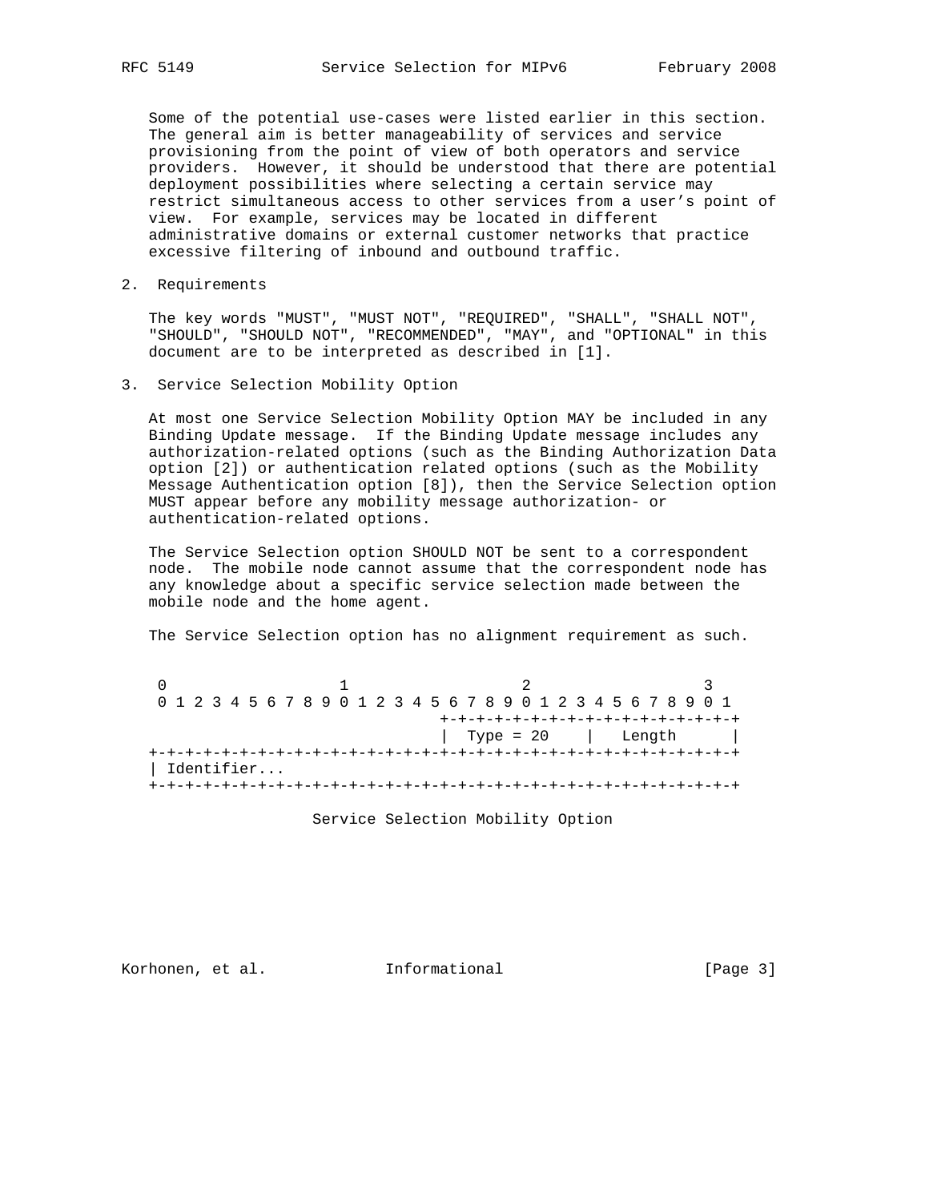Some of the potential use-cases were listed earlier in this section. The general aim is better manageability of services and service provisioning from the point of view of both operators and service providers. However, it should be understood that there are potential deployment possibilities where selecting a certain service may restrict simultaneous access to other services from a user's point of view. For example, services may be located in different administrative domains or external customer networks that practice excessive filtering of inbound and outbound traffic.

## 2. Requirements

The key words "MUST", "MUST NOT", "REQUIRED", "SHALL", "SHALL NOT", "SHOULD", "SHOULD NOT", "RECOMMENDED", "MAY", and "OPTIONAL" in this document are to be interpreted as described in [1].

## 3. Service Selection Mobility Option

At most one Service Selection Mobility Option MAY be included in any Binding Update message. If the Binding Update message includes any authorization-related options (such as the Binding Authorization Data option [2]) or authentication related options (such as the Mobility Message Authentication option [8]), then the Service Selection option MUST appear before any mobility message authorization- or authentication-related options.

The Service Selection option SHOULD NOT be sent to a correspondent node. The mobile node cannot assume that the correspondent node has any knowledge about a specific service selection made between the mobile node and the home agent.

The Service Selection option has no alignment requirement as such.

```
 0                   1                   2                   3
 0 1 2 3 4 5 6 7 8 9 0 1 2 3 4 5 6 7 8 9 0 1 2 3 4 5 6 7 8 9 0 1
                                +-+-+-+-+-+-+-+-+-+-+-+-+-+-+-+-+
                                |  Type = 20    |   Length      |
+-+-+-+-+-+-+-+-+-+-+-+-+-+-+-+-+-+-+-+-+-+-+-+-+-+-+-+-+-+-+-+-+
| Identifier...
+-+-+-+-+-+-+-+-+-+-+-+-+-+-+-+-+-+-+-+-+-+-+-+-+-+-+-+-+-+-+-+-+
```

Service Selection Mobility Option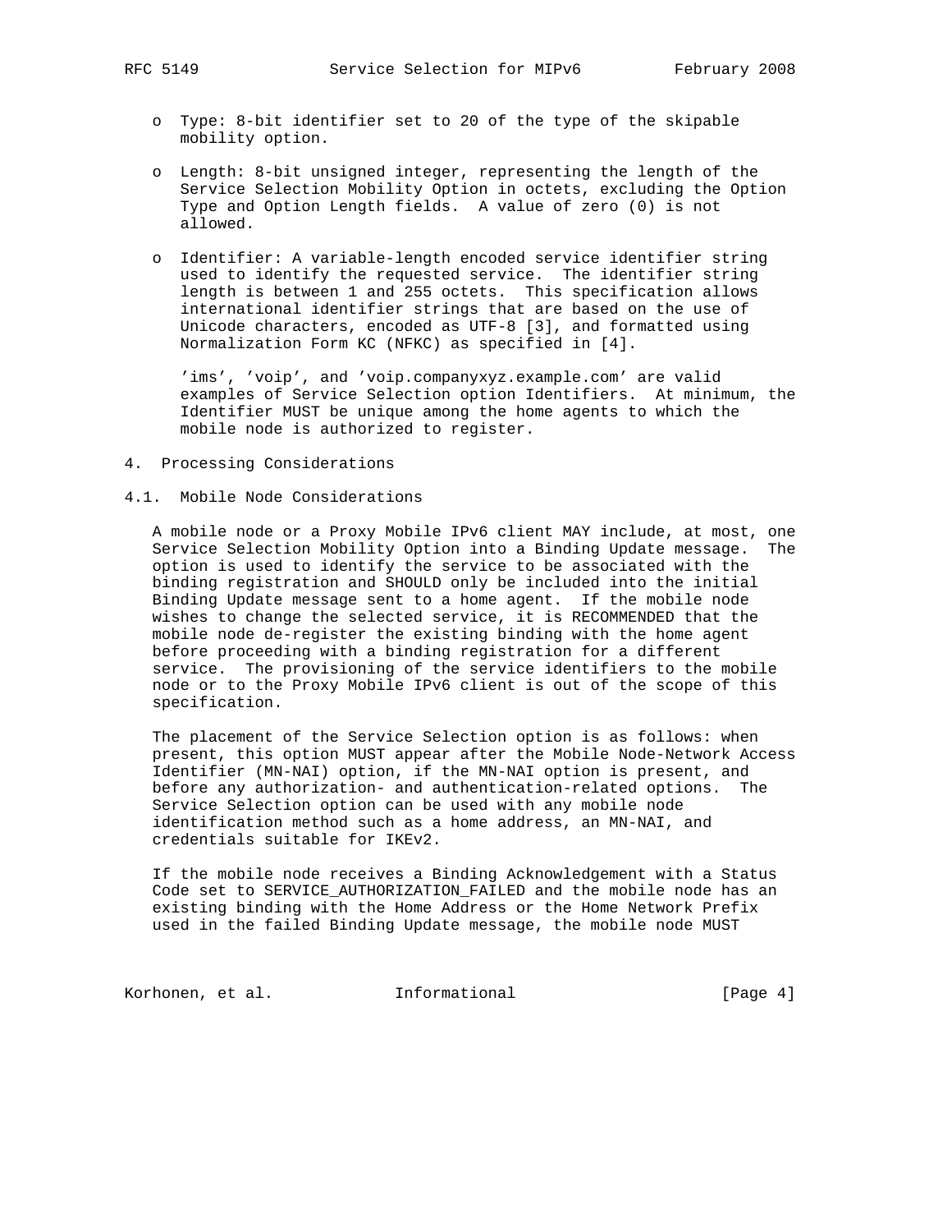- Type: 8-bit identifier set to 20 of the type of the skipable mobility option.

- Length: 8-bit unsigned integer, representing the length of the Service Selection Mobility Option in octets, excluding the Option Type and Option Length fields. A value of zero (0) is not allowed.

- Identifier: A variable-length encoded service identifier string used to identify the requested service. The identifier string length is between 1 and 255 octets. This specification allows international identifier strings that are based on the use of Unicode characters, encoded as UTF-8 [3], and formatted using Normalization Form KC (NFKC) as specified in [4].

  'ims', 'voip', and 'voip.companyxyz.example.com' are valid examples of Service Selection option Identifiers. At minimum, the Identifier MUST be unique among the home agents to which the mobile node is authorized to register.

# 4. Processing Considerations

## 4.1. Mobile Node Considerations

A mobile node or a Proxy Mobile IPv6 client MAY include, at most, one Service Selection Mobility Option into a Binding Update message. The option is used to identify the service to be associated with the binding registration and SHOULD only be included into the initial Binding Update message sent to a home agent. If the mobile node wishes to change the selected service, it is RECOMMENDED that the mobile node de-register the existing binding with the home agent before proceeding with a binding registration for a different service. The provisioning of the service identifiers to the mobile node or to the Proxy Mobile IPv6 client is out of the scope of this specification.

The placement of the Service Selection option is as follows: when present, this option MUST appear after the Mobile Node-Network Access Identifier (MN-NAI) option, if the MN-NAI option is present, and before any authorization- and authentication-related options. The Service Selection option can be used with any mobile node identification method such as a home address, an MN-NAI, and credentials suitable for IKEv2.

If the mobile node receives a Binding Acknowledgement with a Status Code set to SERVICE_AUTHORIZATION_FAILED and the mobile node has an existing binding with the Home Address or the Home Network Prefix used in the failed Binding Update message, the mobile node MUST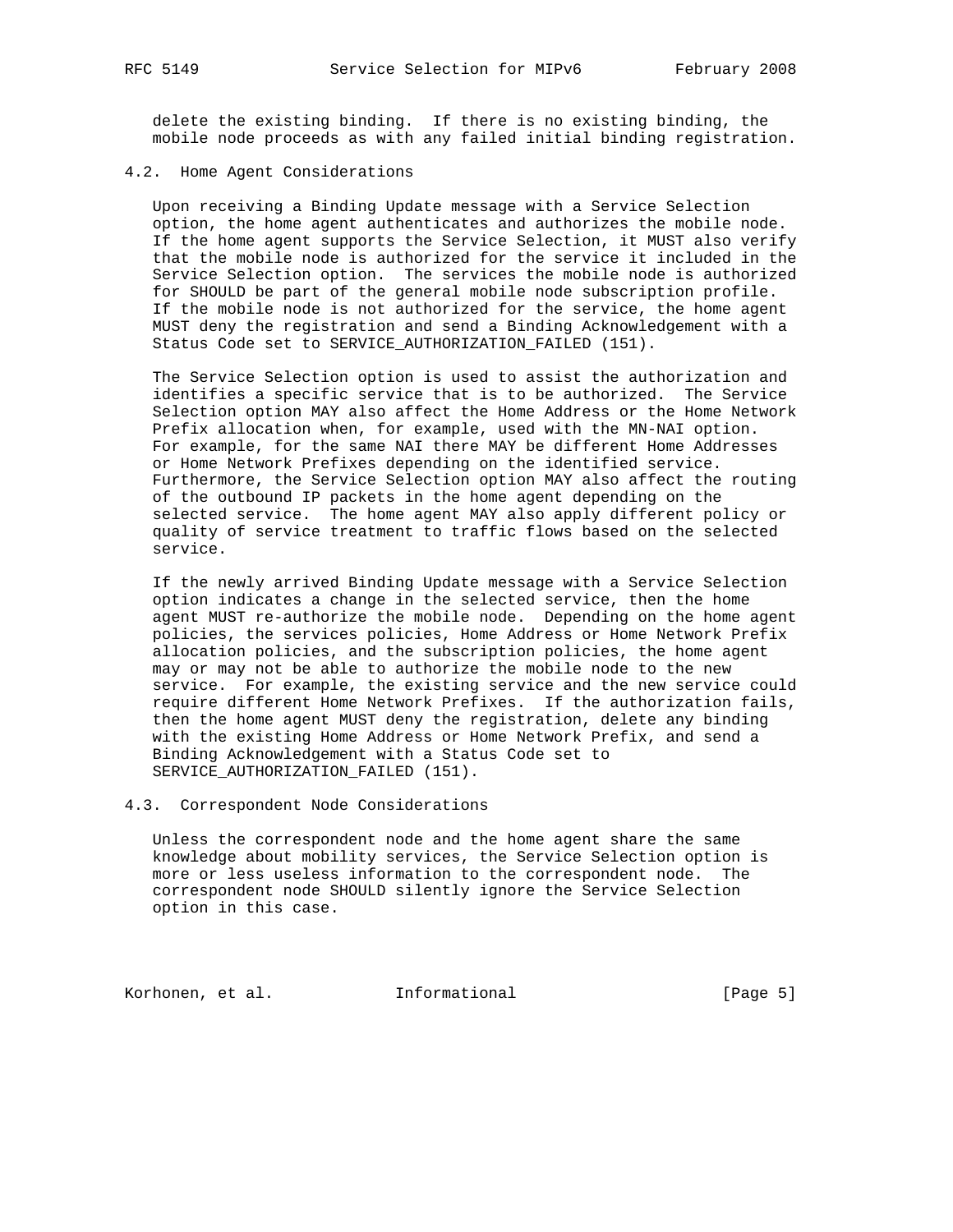delete the existing binding. If there is no existing binding, the mobile node proceeds as with any failed initial binding registration.

### 4.2. Home Agent Considerations

Upon receiving a Binding Update message with a Service Selection option, the home agent authenticates and authorizes the mobile node. If the home agent supports the Service Selection, it MUST also verify that the mobile node is authorized for the service it included in the Service Selection option. The services the mobile node is authorized for SHOULD be part of the general mobile node subscription profile. If the mobile node is not authorized for the service, the home agent MUST deny the registration and send a Binding Acknowledgement with a Status Code set to SERVICE_AUTHORIZATION_FAILED (151).

The Service Selection option is used to assist the authorization and identifies a specific service that is to be authorized. The Service Selection option MAY also affect the Home Address or the Home Network Prefix allocation when, for example, used with the MN-NAI option. For example, for the same NAI there MAY be different Home Addresses or Home Network Prefixes depending on the identified service. Furthermore, the Service Selection option MAY also affect the routing of the outbound IP packets in the home agent depending on the selected service. The home agent MAY also apply different policy or quality of service treatment to traffic flows based on the selected service.

If the newly arrived Binding Update message with a Service Selection option indicates a change in the selected service, then the home agent MUST re-authorize the mobile node. Depending on the home agent policies, the services policies, Home Address or Home Network Prefix allocation policies, and the subscription policies, the home agent may or may not be able to authorize the mobile node to the new service. For example, the existing service and the new service could require different Home Network Prefixes. If the authorization fails, then the home agent MUST deny the registration, delete any binding with the existing Home Address or Home Network Prefix, and send a Binding Acknowledgement with a Status Code set to SERVICE_AUTHORIZATION_FAILED (151).

### 4.3. Correspondent Node Considerations

Unless the correspondent node and the home agent share the same knowledge about mobility services, the Service Selection option is more or less useless information to the correspondent node. The correspondent node SHOULD silently ignore the Service Selection option in this case.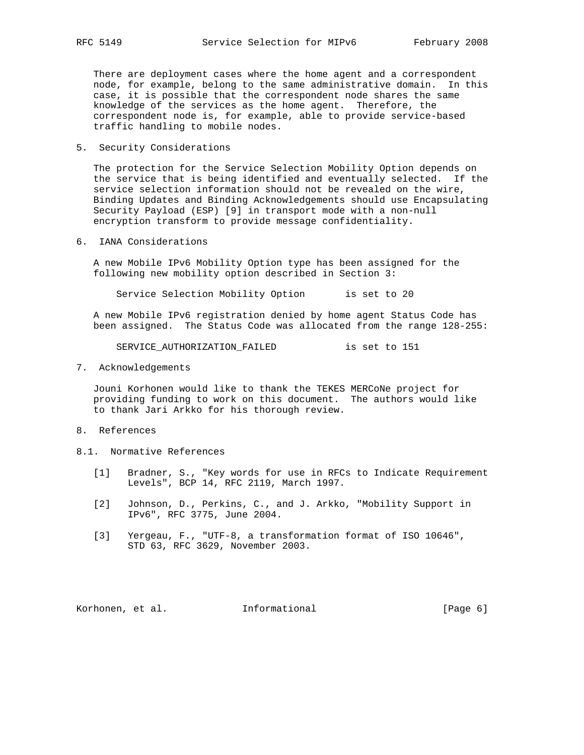There are deployment cases where the home agent and a correspondent node, for example, belong to the same administrative domain. In this case, it is possible that the correspondent node shares the same knowledge of the services as the home agent. Therefore, the correspondent node is, for example, able to provide service-based traffic handling to mobile nodes.

## 5. Security Considerations

The protection for the Service Selection Mobility Option depends on the service that is being identified and eventually selected. If the service selection information should not be revealed on the wire, Binding Updates and Binding Acknowledgements should use Encapsulating Security Payload (ESP) [9] in transport mode with a non-null encryption transform to provide message confidentiality.

## 6. IANA Considerations

A new Mobile IPv6 Mobility Option type has been assigned for the following new mobility option described in Section 3:

```
Service Selection Mobility Option       is set to 20
```

A new Mobile IPv6 registration denied by home agent Status Code has been assigned. The Status Code was allocated from the range 128-255:

```
SERVICE_AUTHORIZATION_FAILED            is set to 151
```

## 7. Acknowledgements

Jouni Korhonen would like to thank the TEKES MERCoNe project for providing funding to work on this document. The authors would like to thank Jari Arkko for his thorough review.

## 8. References

### 8.1. Normative References

[1] Bradner, S., "Key words for use in RFCs to Indicate Requirement Levels", BCP 14, RFC 2119, March 1997.

[2] Johnson, D., Perkins, C., and J. Arkko, "Mobility Support in IPv6", RFC 3775, June 2004.

[3] Yergeau, F., "UTF-8, a transformation format of ISO 10646", STD 63, RFC 3629, November 2003.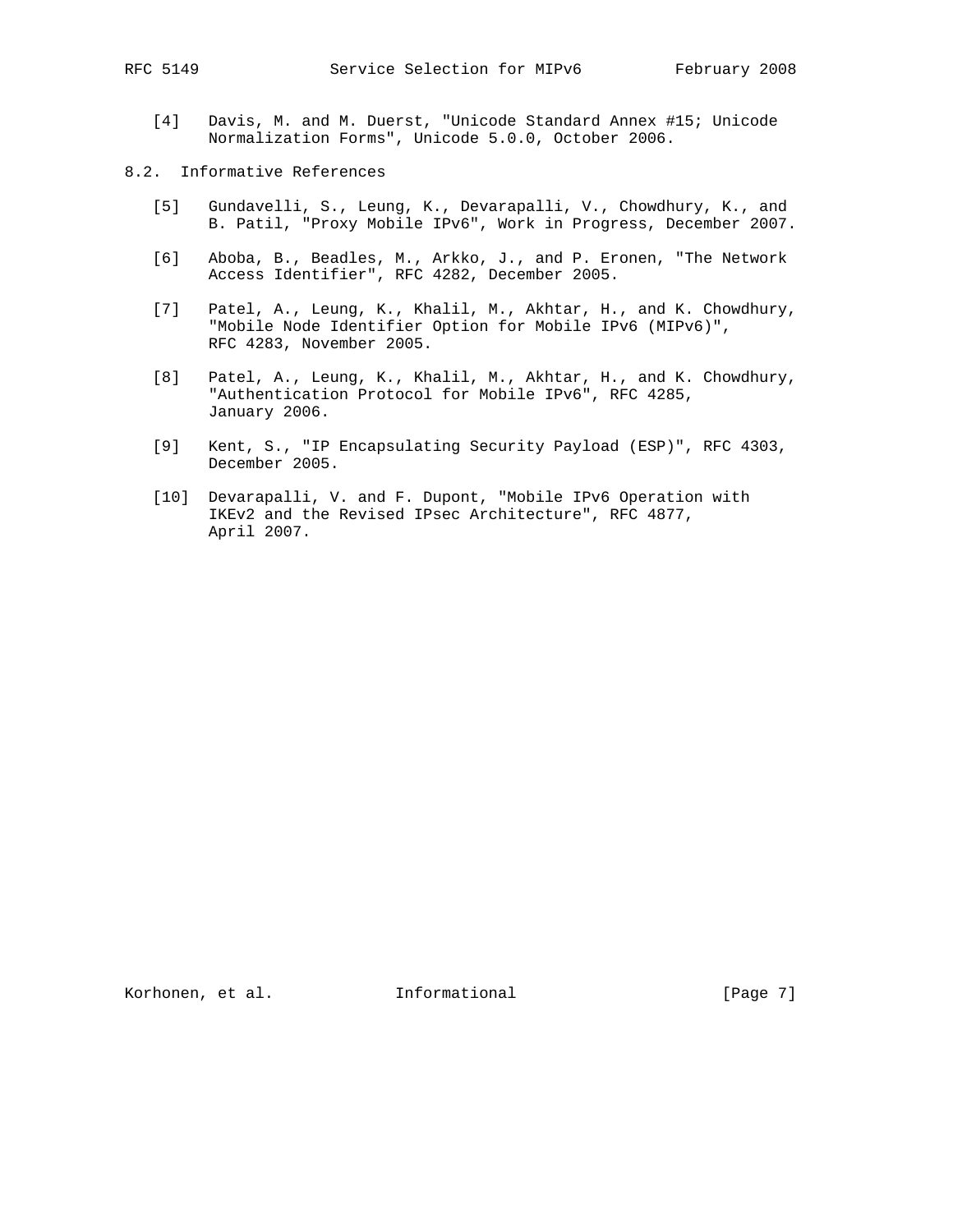[4] Davis, M. and M. Duerst, "Unicode Standard Annex #15; Unicode Normalization Forms", Unicode 5.0.0, October 2006.

### 8.2. Informative References

[5] Gundavelli, S., Leung, K., Devarapalli, V., Chowdhury, K., and B. Patil, "Proxy Mobile IPv6", Work in Progress, December 2007.

[6] Aboba, B., Beadles, M., Arkko, J., and P. Eronen, "The Network Access Identifier", RFC 4282, December 2005.

[7] Patel, A., Leung, K., Khalil, M., Akhtar, H., and K. Chowdhury, "Mobile Node Identifier Option for Mobile IPv6 (MIPv6)", RFC 4283, November 2005.

[8] Patel, A., Leung, K., Khalil, M., Akhtar, H., and K. Chowdhury, "Authentication Protocol for Mobile IPv6", RFC 4285, January 2006.

[9] Kent, S., "IP Encapsulating Security Payload (ESP)", RFC 4303, December 2005.

[10] Devarapalli, V. and F. Dupont, "Mobile IPv6 Operation with IKEv2 and the Revised IPsec Architecture", RFC 4877, April 2007.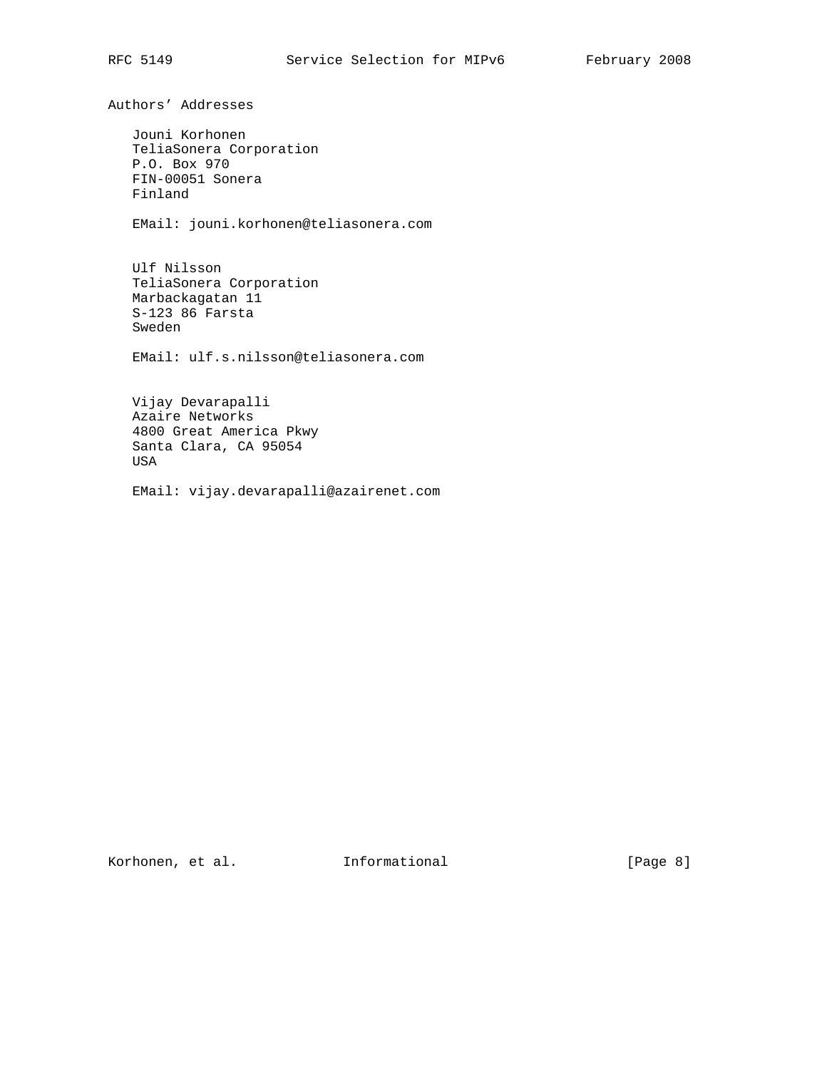## Authors' Addresses

Jouni Korhonen
TeliaSonera Corporation
P.O. Box 970
FIN-00051 Sonera
Finland

EMail: jouni.korhonen@teliasonera.com

Ulf Nilsson
TeliaSonera Corporation
Marbackagatan 11
S-123 86 Farsta
Sweden

EMail: ulf.s.nilsson@teliasonera.com

Vijay Devarapalli
Azaire Networks
4800 Great America Pkwy
Santa Clara, CA 95054
USA

EMail: vijay.devarapalli@azairenet.com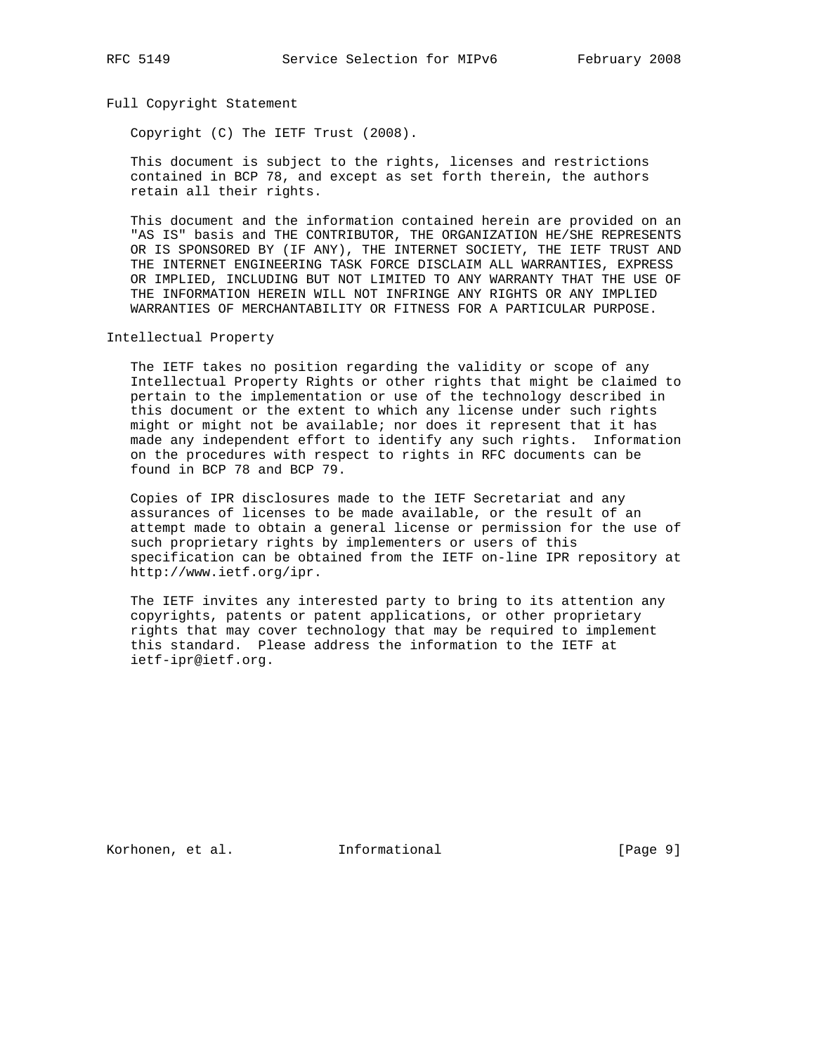## Full Copyright Statement

Copyright (C) The IETF Trust (2008).

This document is subject to the rights, licenses and restrictions contained in BCP 78, and except as set forth therein, the authors retain all their rights.

This document and the information contained herein are provided on an "AS IS" basis and THE CONTRIBUTOR, THE ORGANIZATION HE/SHE REPRESENTS OR IS SPONSORED BY (IF ANY), THE INTERNET SOCIETY, THE IETF TRUST AND THE INTERNET ENGINEERING TASK FORCE DISCLAIM ALL WARRANTIES, EXPRESS OR IMPLIED, INCLUDING BUT NOT LIMITED TO ANY WARRANTY THAT THE USE OF THE INFORMATION HEREIN WILL NOT INFRINGE ANY RIGHTS OR ANY IMPLIED WARRANTIES OF MERCHANTABILITY OR FITNESS FOR A PARTICULAR PURPOSE.

## Intellectual Property

The IETF takes no position regarding the validity or scope of any Intellectual Property Rights or other rights that might be claimed to pertain to the implementation or use of the technology described in this document or the extent to which any license under such rights might or might not be available; nor does it represent that it has made any independent effort to identify any such rights. Information on the procedures with respect to rights in RFC documents can be found in BCP 78 and BCP 79.

Copies of IPR disclosures made to the IETF Secretariat and any assurances of licenses to be made available, or the result of an attempt made to obtain a general license or permission for the use of such proprietary rights by implementers or users of this specification can be obtained from the IETF on-line IPR repository at http://www.ietf.org/ipr.

The IETF invites any interested party to bring to its attention any copyrights, patents or patent applications, or other proprietary rights that may cover technology that may be required to implement this standard. Please address the information to the IETF at ietf-ipr@ietf.org.